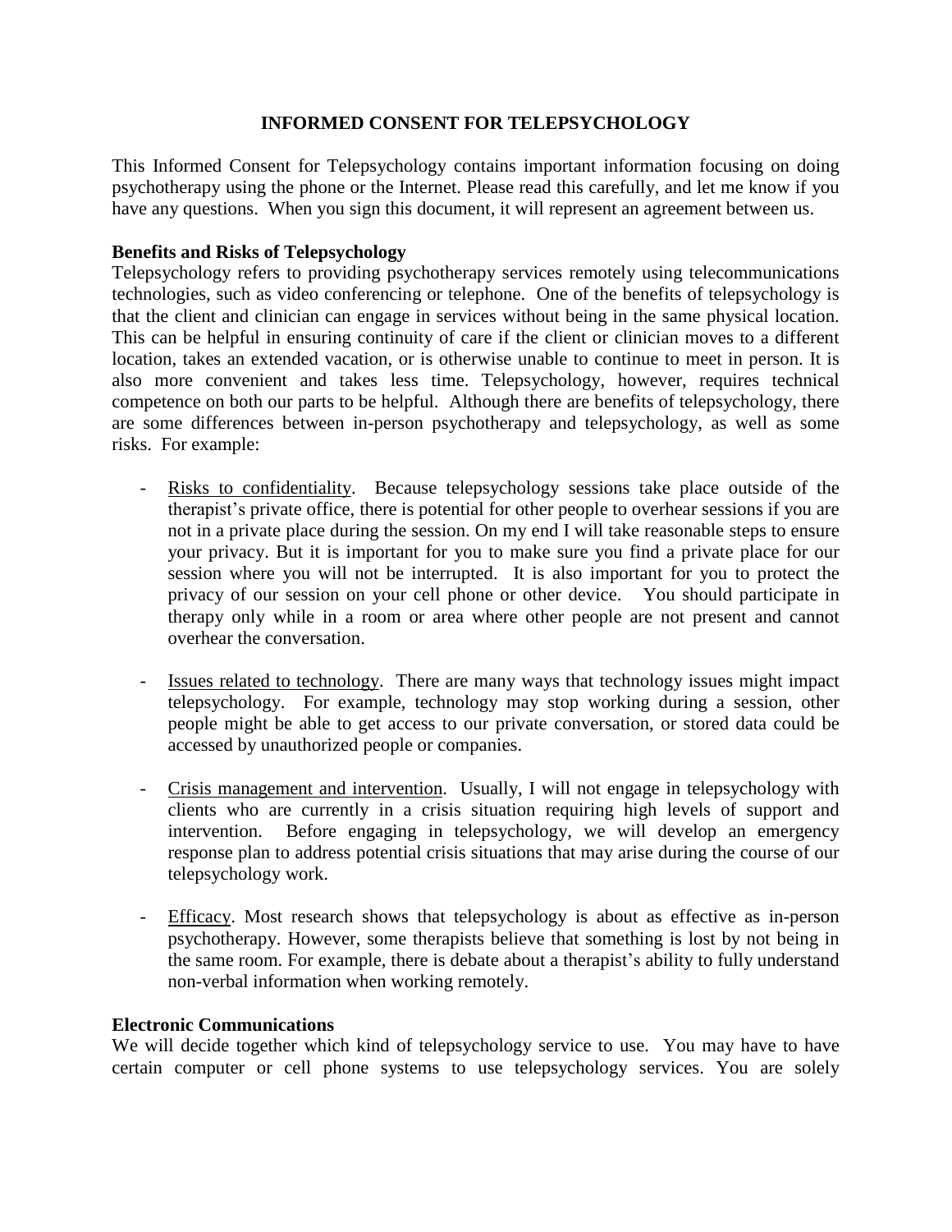# INFORMED CONSENT FOR TELEPSYCHOLOGY

This Informed Consent for Telepsychology contains important information focusing on doing psychotherapy using the phone or the Internet. Please read this carefully, and let me know if you have any questions. When you sign this document, it will represent an agreement between us.

**Benefits and Risks of Telepsychology**

Telepsychology refers to providing psychotherapy services remotely using telecommunications technologies, such as video conferencing or telephone. One of the benefits of telepsychology is that the client and clinician can engage in services without being in the same physical location. This can be helpful in ensuring continuity of care if the client or clinician moves to a different location, takes an extended vacation, or is otherwise unable to continue to meet in person. It is also more convenient and takes less time. Telepsychology, however, requires technical competence on both our parts to be helpful. Although there are benefits of telepsychology, there are some differences between in-person psychotherapy and telepsychology, as well as some risks. For example:

- <u>Risks to confidentiality</u>. Because telepsychology sessions take place outside of the therapist's private office, there is potential for other people to overhear sessions if you are not in a private place during the session. On my end I will take reasonable steps to ensure your privacy. But it is important for you to make sure you find a private place for our session where you will not be interrupted. It is also important for you to protect the privacy of our session on your cell phone or other device. You should participate in therapy only while in a room or area where other people are not present and cannot overhear the conversation.

- <u>Issues related to technology</u>. There are many ways that technology issues might impact telepsychology. For example, technology may stop working during a session, other people might be able to get access to our private conversation, or stored data could be accessed by unauthorized people or companies.

- <u>Crisis management and intervention</u>. Usually, I will not engage in telepsychology with clients who are currently in a crisis situation requiring high levels of support and intervention. Before engaging in telepsychology, we will develop an emergency response plan to address potential crisis situations that may arise during the course of our telepsychology work.

- <u>Efficacy</u>. Most research shows that telepsychology is about as effective as in-person psychotherapy. However, some therapists believe that something is lost by not being in the same room. For example, there is debate about a therapist's ability to fully understand non-verbal information when working remotely.

**Electronic Communications**

We will decide together which kind of telepsychology service to use. You may have to have certain computer or cell phone systems to use telepsychology services. You are solely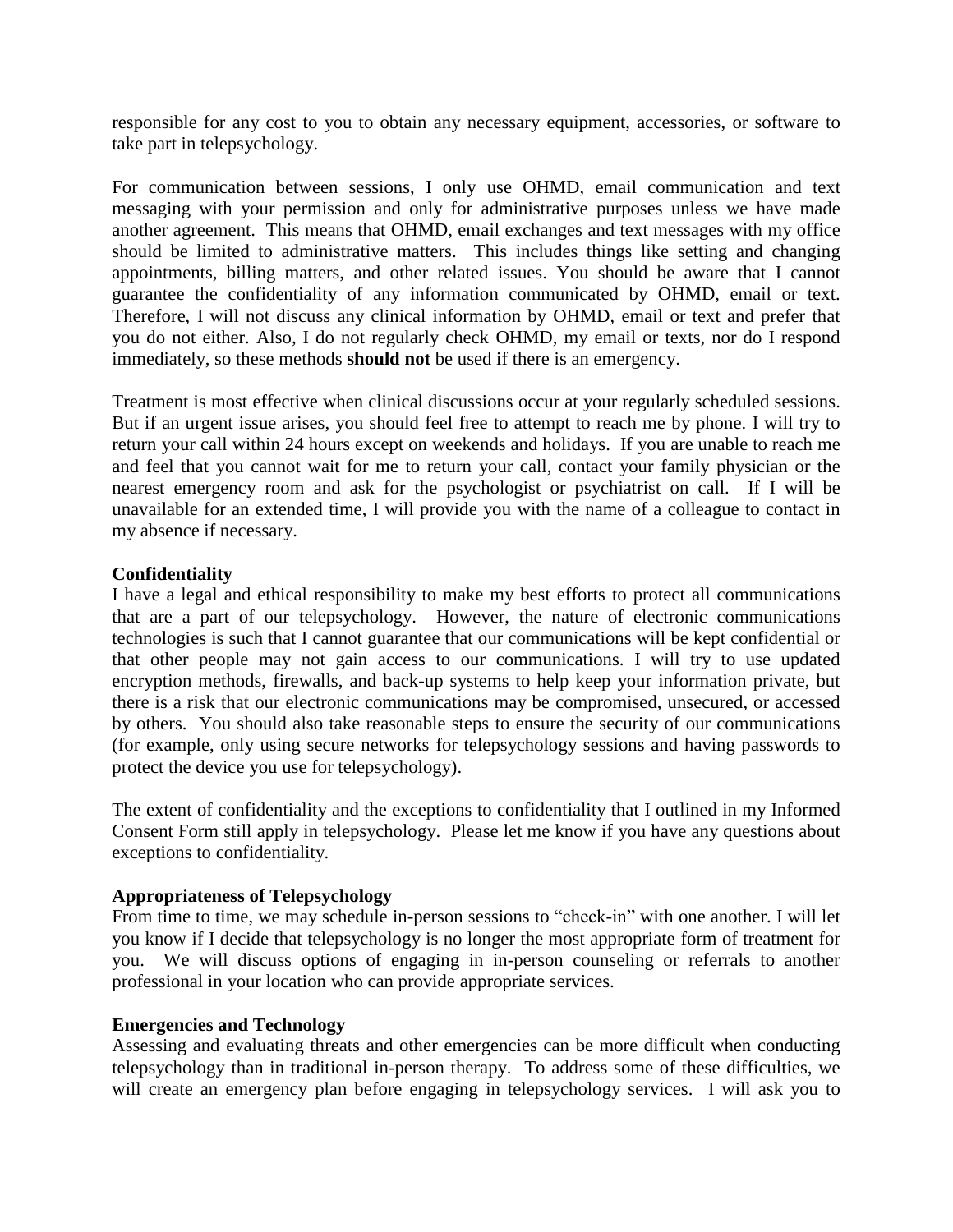responsible for any cost to you to obtain any necessary equipment, accessories, or software to take part in telepsychology.

For communication between sessions, I only use OHMD, email communication and text messaging with your permission and only for administrative purposes unless we have made another agreement. This means that OHMD, email exchanges and text messages with my office should be limited to administrative matters. This includes things like setting and changing appointments, billing matters, and other related issues. You should be aware that I cannot guarantee the confidentiality of any information communicated by OHMD, email or text. Therefore, I will not discuss any clinical information by OHMD, email or text and prefer that you do not either. Also, I do not regularly check OHMD, my email or texts, nor do I respond immediately, so these methods **should not** be used if there is an emergency.

Treatment is most effective when clinical discussions occur at your regularly scheduled sessions. But if an urgent issue arises, you should feel free to attempt to reach me by phone. I will try to return your call within 24 hours except on weekends and holidays. If you are unable to reach me and feel that you cannot wait for me to return your call, contact your family physician or the nearest emergency room and ask for the psychologist or psychiatrist on call. If I will be unavailable for an extended time, I will provide you with the name of a colleague to contact in my absence if necessary.

**Confidentiality**

I have a legal and ethical responsibility to make my best efforts to protect all communications that are a part of our telepsychology. However, the nature of electronic communications technologies is such that I cannot guarantee that our communications will be kept confidential or that other people may not gain access to our communications. I will try to use updated encryption methods, firewalls, and back-up systems to help keep your information private, but there is a risk that our electronic communications may be compromised, unsecured, or accessed by others. You should also take reasonable steps to ensure the security of our communications (for example, only using secure networks for telepsychology sessions and having passwords to protect the device you use for telepsychology).

The extent of confidentiality and the exceptions to confidentiality that I outlined in my Informed Consent Form still apply in telepsychology. Please let me know if you have any questions about exceptions to confidentiality.

**Appropriateness of Telepsychology**

From time to time, we may schedule in-person sessions to "check-in" with one another. I will let you know if I decide that telepsychology is no longer the most appropriate form of treatment for you. We will discuss options of engaging in in-person counseling or referrals to another professional in your location who can provide appropriate services.

**Emergencies and Technology**

Assessing and evaluating threats and other emergencies can be more difficult when conducting telepsychology than in traditional in-person therapy. To address some of these difficulties, we will create an emergency plan before engaging in telepsychology services. I will ask you to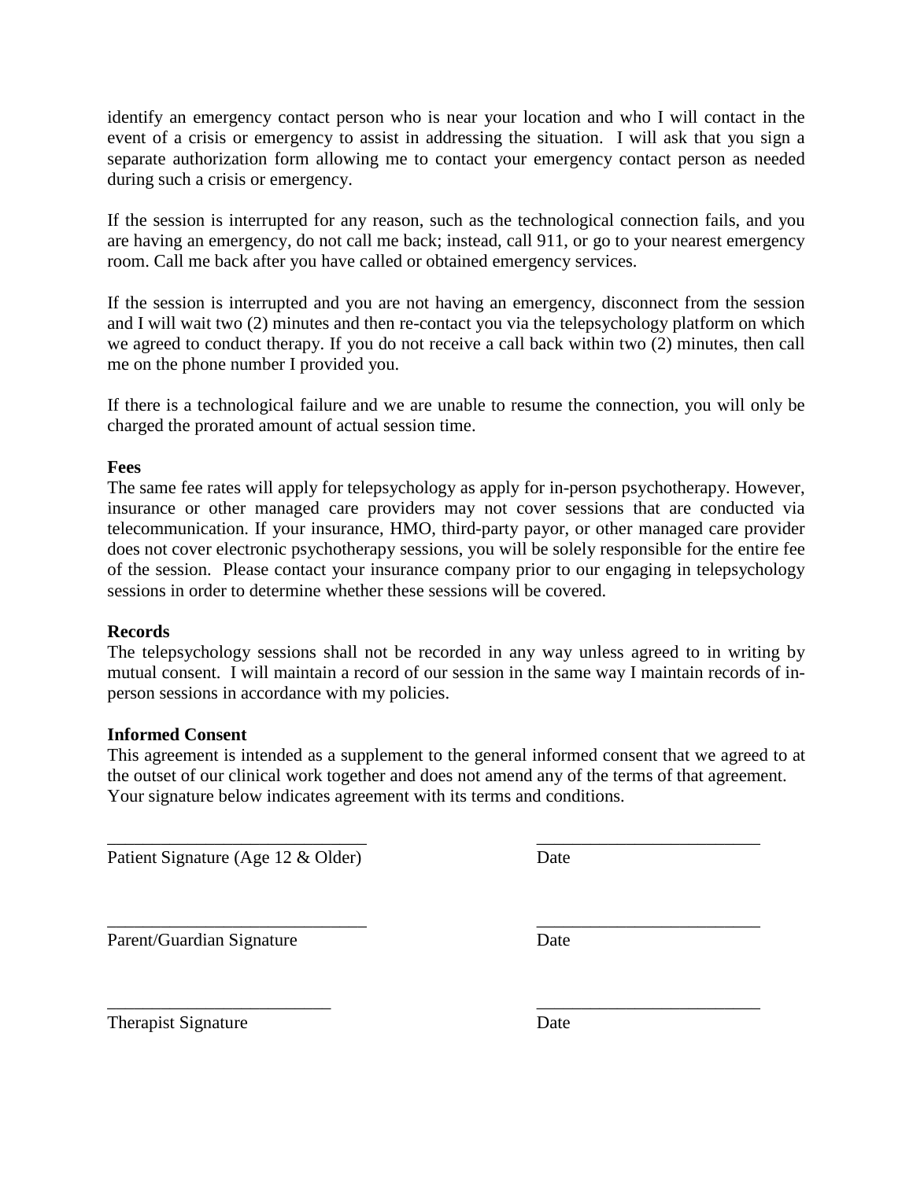identify an emergency contact person who is near your location and who I will contact in the event of a crisis or emergency to assist in addressing the situation. I will ask that you sign a separate authorization form allowing me to contact your emergency contact person as needed during such a crisis or emergency.

If the session is interrupted for any reason, such as the technological connection fails, and you are having an emergency, do not call me back; instead, call 911, or go to your nearest emergency room. Call me back after you have called or obtained emergency services.

If the session is interrupted and you are not having an emergency, disconnect from the session and I will wait two (2) minutes and then re-contact you via the telepsychology platform on which we agreed to conduct therapy. If you do not receive a call back within two (2) minutes, then call me on the phone number I provided you.

If there is a technological failure and we are unable to resume the connection, you will only be charged the prorated amount of actual session time.

**Fees**
The same fee rates will apply for telepsychology as apply for in-person psychotherapy. However, insurance or other managed care providers may not cover sessions that are conducted via telecommunication. If your insurance, HMO, third-party payor, or other managed care provider does not cover electronic psychotherapy sessions, you will be solely responsible for the entire fee of the session. Please contact your insurance company prior to our engaging in telepsychology sessions in order to determine whether these sessions will be covered.

**Records**
The telepsychology sessions shall not be recorded in any way unless agreed to in writing by mutual consent. I will maintain a record of our session in the same way I maintain records of in-person sessions in accordance with my policies.

**Informed Consent**
This agreement is intended as a supplement to the general informed consent that we agreed to at the outset of our clinical work together and does not amend any of the terms of that agreement. Your signature below indicates agreement with its terms and conditions.

_____________________________ _________________________
Patient Signature (Age 12 & Older) Date

_____________________________ _________________________
Parent/Guardian Signature Date

_________________________ _________________________
Therapist Signature Date